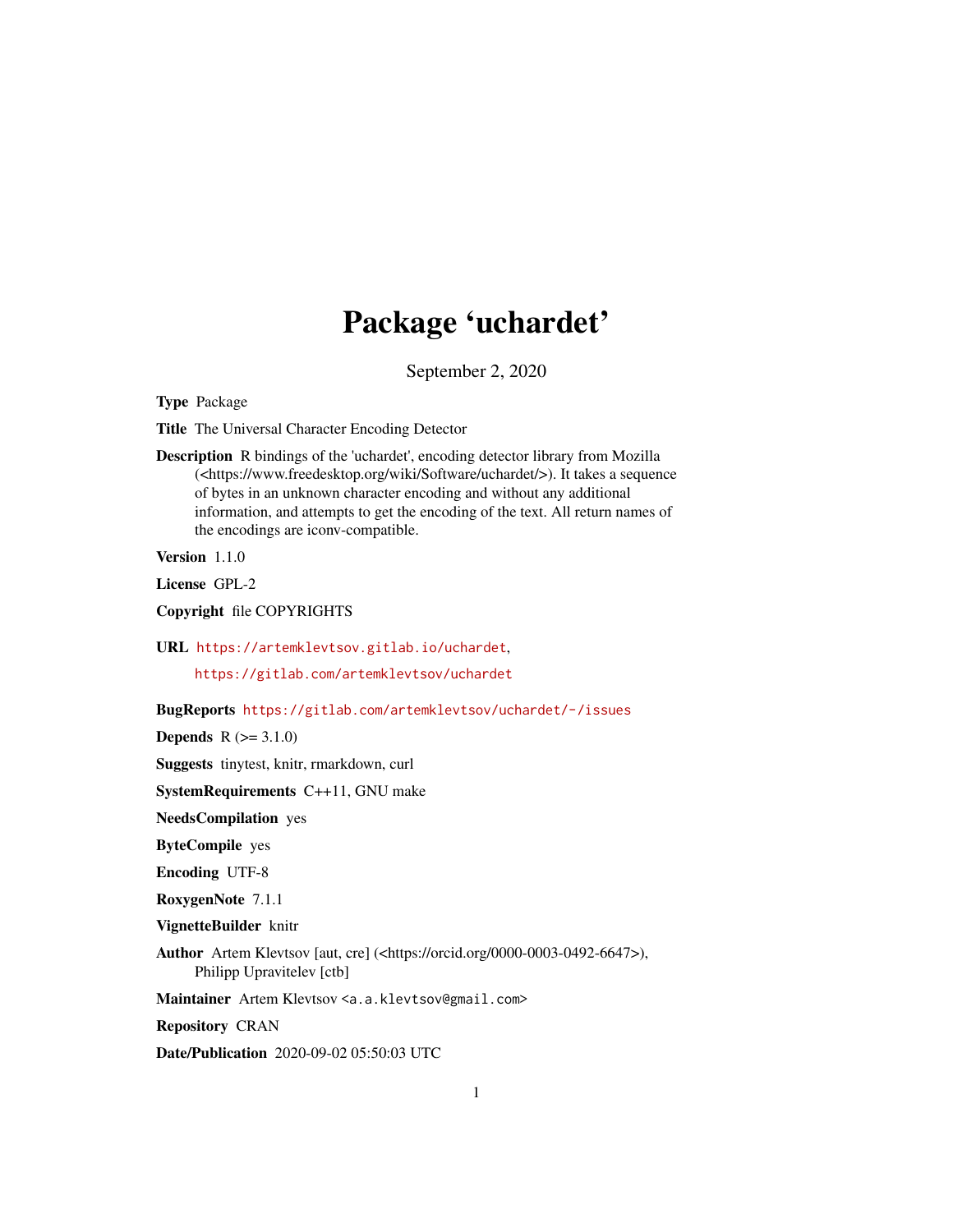# Package 'uchardet'

September 2, 2020

**Type** Package

**Title** The Universal Character Encoding Detector

**Description** R bindings of the 'uchardet', encoding detector library from Mozilla (<https://www.freedesktop.org/wiki/Software/uchardet/>). It takes a sequence of bytes in an unknown character encoding and without any additional information, and attempts to get the encoding of the text. All return names of the encodings are iconv-compatible.

**Version** 1.1.0

**License** GPL-2

**Copyright** file COPYRIGHTS

**URL** https://artemklevtsov.gitlab.io/uchardet, https://gitlab.com/artemklevtsov/uchardet

**BugReports** https://gitlab.com/artemklevtsov/uchardet/-/issues

**Depends** R (>= 3.1.0)

**Suggests** tinytest, knitr, rmarkdown, curl

**SystemRequirements** C++11, GNU make

**NeedsCompilation** yes

**ByteCompile** yes

**Encoding** UTF-8

**RoxygenNote** 7.1.1

**VignetteBuilder** knitr

**Author** Artem Klevtsov [aut, cre] (<https://orcid.org/0000-0003-0492-6647>), Philipp Upravitelev [ctb]

**Maintainer** Artem Klevtsov <a.a.klevtsov@gmail.com>

**Repository** CRAN

**Date/Publication** 2020-09-02 05:50:03 UTC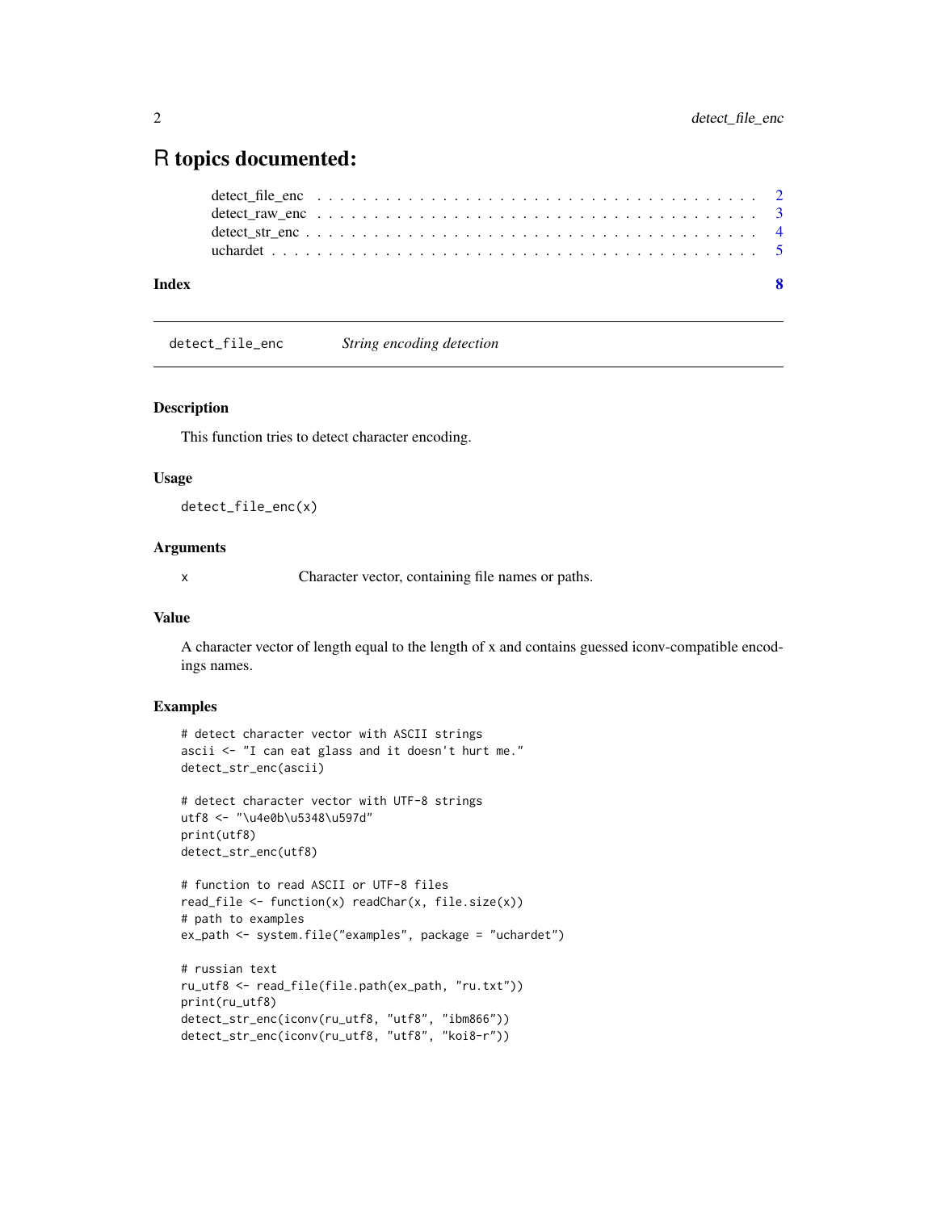# R topics documented:

detect_file_enc . . . . . . . . . . . . . . . . . . . . . . . . . . . . . . . . . . . . . 2
detect_raw_enc . . . . . . . . . . . . . . . . . . . . . . . . . . . . . . . . . . . . . 3
detect_str_enc . . . . . . . . . . . . . . . . . . . . . . . . . . . . . . . . . . . . . 4
uchardet . . . . . . . . . . . . . . . . . . . . . . . . . . . . . . . . . . . . . . . . 5

**Index** **8**

---

## detect_file_enc *String encoding detection*

---

### Description

This function tries to detect character encoding.

### Usage

```
detect_file_enc(x)
```

### Arguments

x Character vector, containing file names or paths.

### Value

A character vector of length equal to the length of x and contains guessed iconv-compatible encodings names.

### Examples

```
# detect character vector with ASCII strings
ascii <- "I can eat glass and it doesn't hurt me."
detect_str_enc(ascii)

# detect character vector with UTF-8 strings
utf8 <- "\u4e0b\u5348\u597d"
print(utf8)
detect_str_enc(utf8)

# function to read ASCII or UTF-8 files
read_file <- function(x) readChar(x, file.size(x))
# path to examples
ex_path <- system.file("examples", package = "uchardet")

# russian text
ru_utf8 <- read_file(file.path(ex_path, "ru.txt"))
print(ru_utf8)
detect_str_enc(iconv(ru_utf8, "utf8", "ibm866"))
detect_str_enc(iconv(ru_utf8, "utf8", "koi8-r"))
```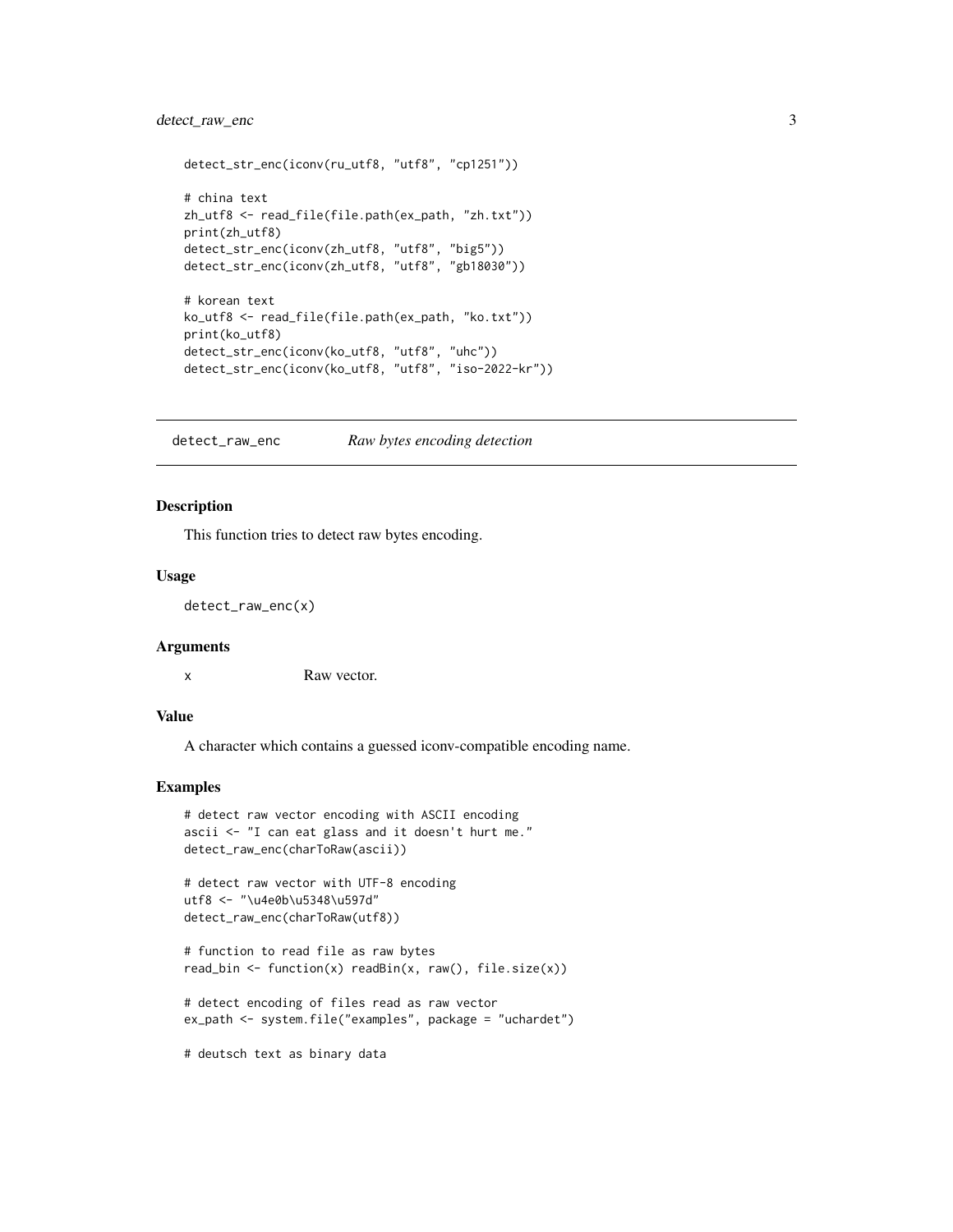```
detect_str_enc(iconv(ru_utf8, "utf8", "cp1251"))

# china text
zh_utf8 <- read_file(file.path(ex_path, "zh.txt"))
print(zh_utf8)
detect_str_enc(iconv(zh_utf8, "utf8", "big5"))
detect_str_enc(iconv(zh_utf8, "utf8", "gb18030"))

# korean text
ko_utf8 <- read_file(file.path(ex_path, "ko.txt"))
print(ko_utf8)
detect_str_enc(iconv(ko_utf8, "utf8", "uhc"))
detect_str_enc(iconv(ko_utf8, "utf8", "iso-2022-kr"))
```

## detect_raw_enc *Raw bytes encoding detection*

### Description

This function tries to detect raw bytes encoding.

### Usage

```
detect_raw_enc(x)
```

### Arguments

| | |
|---|---|
| x | Raw vector. |

### Value

A character which contains a guessed iconv-compatible encoding name.

### Examples

```
# detect raw vector encoding with ASCII encoding
ascii <- "I can eat glass and it doesn't hurt me."
detect_raw_enc(charToRaw(ascii))

# detect raw vector with UTF-8 encoding
utf8 <- "\u4e0b\u5348\u597d"
detect_raw_enc(charToRaw(utf8))

# function to read file as raw bytes
read_bin <- function(x) readBin(x, raw(), file.size(x))

# detect encoding of files read as raw vector
ex_path <- system.file("examples", package = "uchardet")

# deutsch text as binary data
```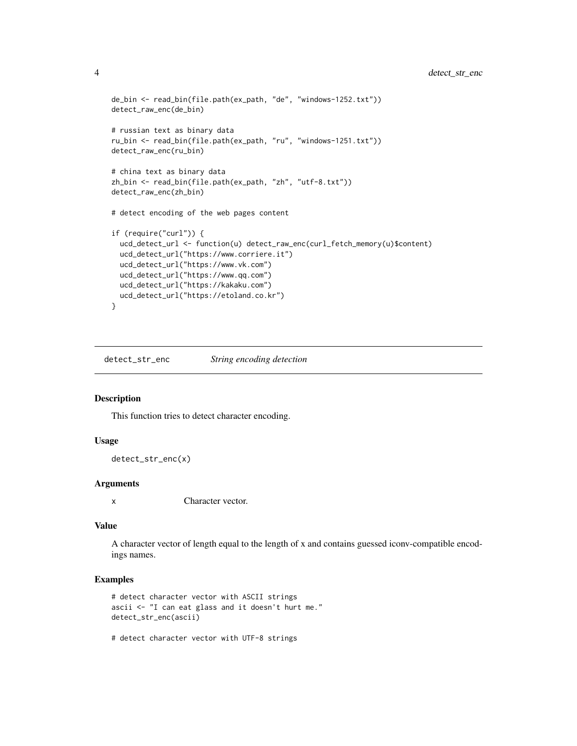```
de_bin <- read_bin(file.path(ex_path, "de", "windows-1252.txt"))
detect_raw_enc(de_bin)

# russian text as binary data
ru_bin <- read_bin(file.path(ex_path, "ru", "windows-1251.txt"))
detect_raw_enc(ru_bin)

# china text as binary data
zh_bin <- read_bin(file.path(ex_path, "zh", "utf-8.txt"))
detect_raw_enc(zh_bin)

# detect encoding of the web pages content

if (require("curl")) {
  ucd_detect_url <- function(u) detect_raw_enc(curl_fetch_memory(u)$content)
  ucd_detect_url("https://www.corriere.it")
  ucd_detect_url("https://www.vk.com")
  ucd_detect_url("https://www.qq.com")
  ucd_detect_url("https://kakaku.com")
  ucd_detect_url("https://etoland.co.kr")
}
```

---

## detect_str_enc — *String encoding detection*

### Description

This function tries to detect character encoding.

### Usage

```
detect_str_enc(x)
```

### Arguments

| | |
|---|---|
| x | Character vector. |

### Value

A character vector of length equal to the length of x and contains guessed iconv-compatible encodings names.

### Examples

```
# detect character vector with ASCII strings
ascii <- "I can eat glass and it doesn't hurt me."
detect_str_enc(ascii)

# detect character vector with UTF-8 strings
```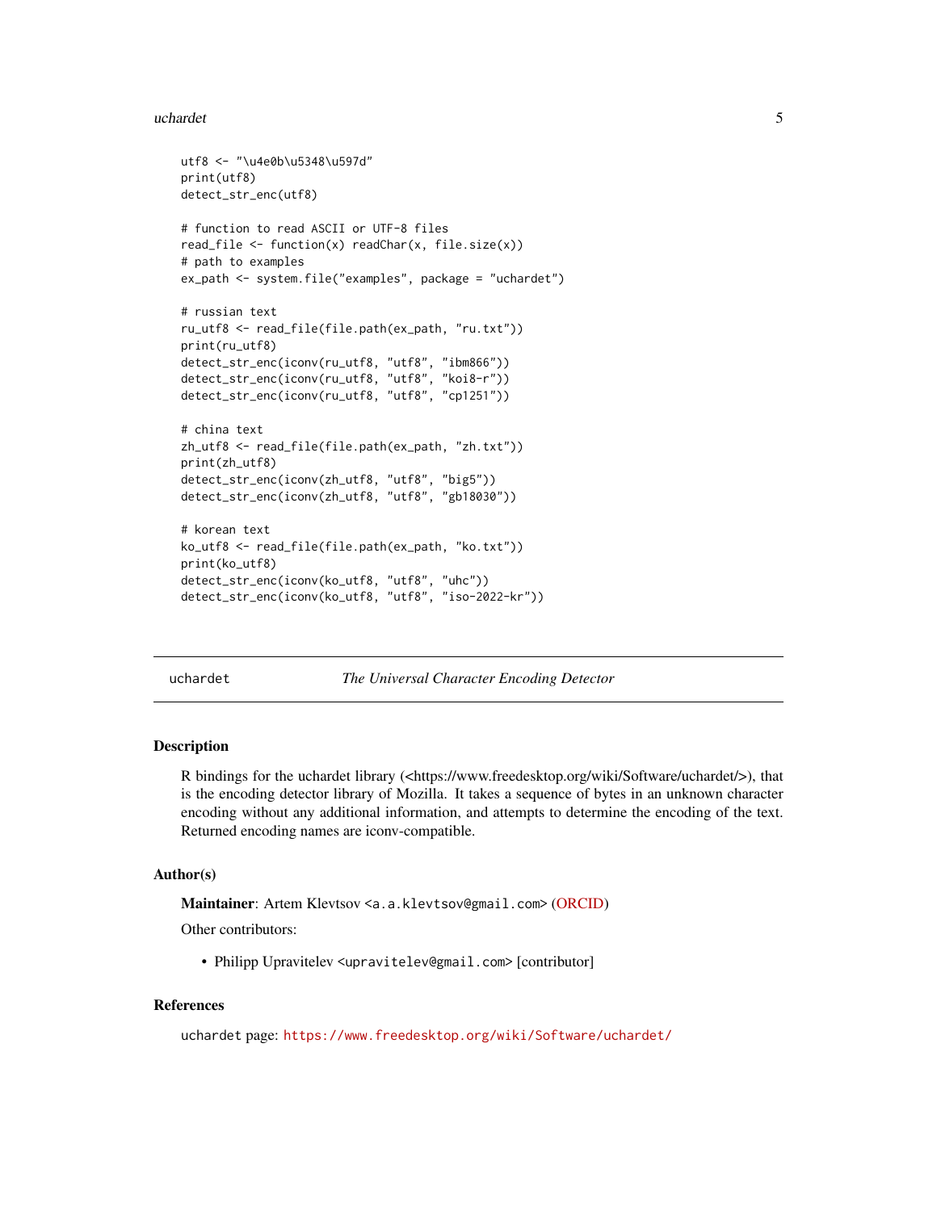```
utf8 <- "\u4e0b\u5348\u597d"
print(utf8)
detect_str_enc(utf8)

# function to read ASCII or UTF-8 files
read_file <- function(x) readChar(x, file.size(x))
# path to examples
ex_path <- system.file("examples", package = "uchardet")

# russian text
ru_utf8 <- read_file(file.path(ex_path, "ru.txt"))
print(ru_utf8)
detect_str_enc(iconv(ru_utf8, "utf8", "ibm866"))
detect_str_enc(iconv(ru_utf8, "utf8", "koi8-r"))
detect_str_enc(iconv(ru_utf8, "utf8", "cp1251"))

# china text
zh_utf8 <- read_file(file.path(ex_path, "zh.txt"))
print(zh_utf8)
detect_str_enc(iconv(zh_utf8, "utf8", "big5"))
detect_str_enc(iconv(zh_utf8, "utf8", "gb18030"))

# korean text
ko_utf8 <- read_file(file.path(ex_path, "ko.txt"))
print(ko_utf8)
detect_str_enc(iconv(ko_utf8, "utf8", "uhc"))
detect_str_enc(iconv(ko_utf8, "utf8", "iso-2022-kr"))
```

---

## uchardet — *The Universal Character Encoding Detector*

---

### Description

R bindings for the uchardet library (<https://www.freedesktop.org/wiki/Software/uchardet/>), that is the encoding detector library of Mozilla. It takes a sequence of bytes in an unknown character encoding without any additional information, and attempts to determine the encoding of the text. Returned encoding names are iconv-compatible.

### Author(s)

**Maintainer**: Artem Klevtsov <a.a.klevtsov@gmail.com> (ORCID)

Other contributors:

- Philipp Upravitelev <upravitelev@gmail.com> [contributor]

### References

uchardet page: https://www.freedesktop.org/wiki/Software/uchardet/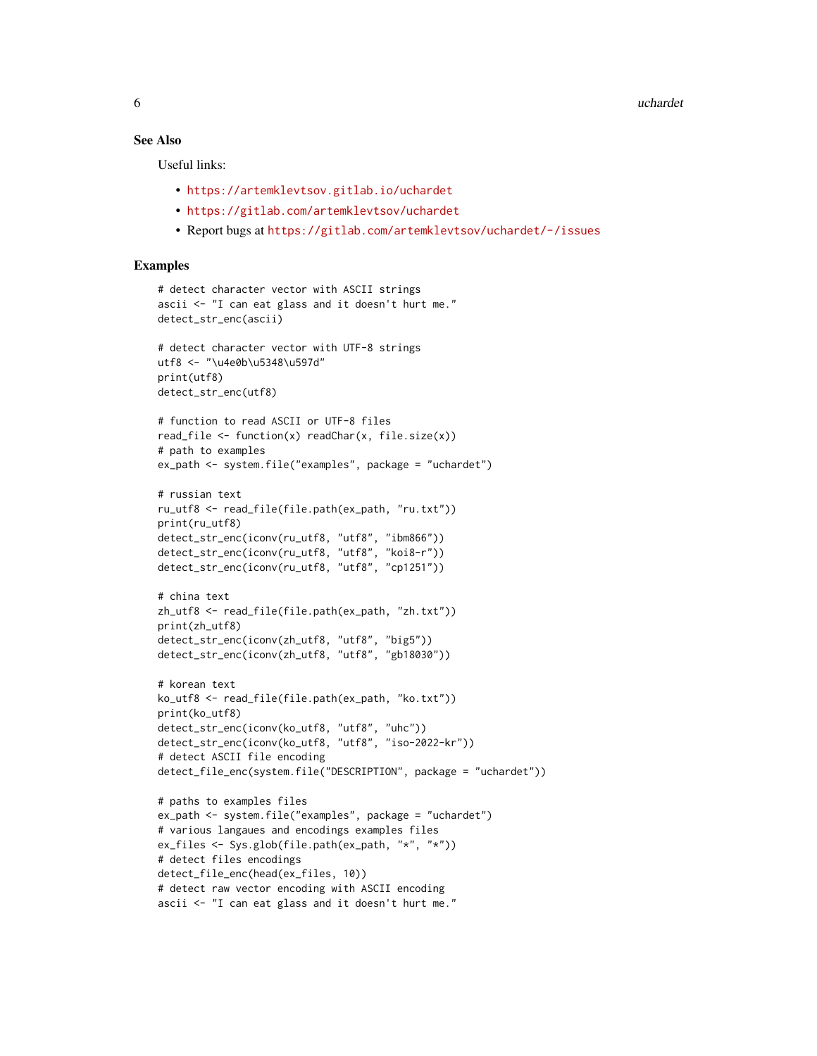### See Also

Useful links:

- https://artemklevtsov.gitlab.io/uchardet
- https://gitlab.com/artemklevtsov/uchardet
- Report bugs at https://gitlab.com/artemklevtsov/uchardet/-/issues

### Examples

```
# detect character vector with ASCII strings
ascii <- "I can eat glass and it doesn't hurt me."
detect_str_enc(ascii)

# detect character vector with UTF-8 strings
utf8 <- "\u4e0b\u5348\u597d"
print(utf8)
detect_str_enc(utf8)

# function to read ASCII or UTF-8 files
read_file <- function(x) readChar(x, file.size(x))
# path to examples
ex_path <- system.file("examples", package = "uchardet")

# russian text
ru_utf8 <- read_file(file.path(ex_path, "ru.txt"))
print(ru_utf8)
detect_str_enc(iconv(ru_utf8, "utf8", "ibm866"))
detect_str_enc(iconv(ru_utf8, "utf8", "koi8-r"))
detect_str_enc(iconv(ru_utf8, "utf8", "cp1251"))

# china text
zh_utf8 <- read_file(file.path(ex_path, "zh.txt"))
print(zh_utf8)
detect_str_enc(iconv(zh_utf8, "utf8", "big5"))
detect_str_enc(iconv(zh_utf8, "utf8", "gb18030"))

# korean text
ko_utf8 <- read_file(file.path(ex_path, "ko.txt"))
print(ko_utf8)
detect_str_enc(iconv(ko_utf8, "utf8", "uhc"))
detect_str_enc(iconv(ko_utf8, "utf8", "iso-2022-kr"))
# detect ASCII file encoding
detect_file_enc(system.file("DESCRIPTION", package = "uchardet"))

# paths to examples files
ex_path <- system.file("examples", package = "uchardet")
# various langaues and encodings examples files
ex_files <- Sys.glob(file.path(ex_path, "*", "*"))
# detect files encodings
detect_file_enc(head(ex_files, 10))
# detect raw vector encoding with ASCII encoding
ascii <- "I can eat glass and it doesn't hurt me."
```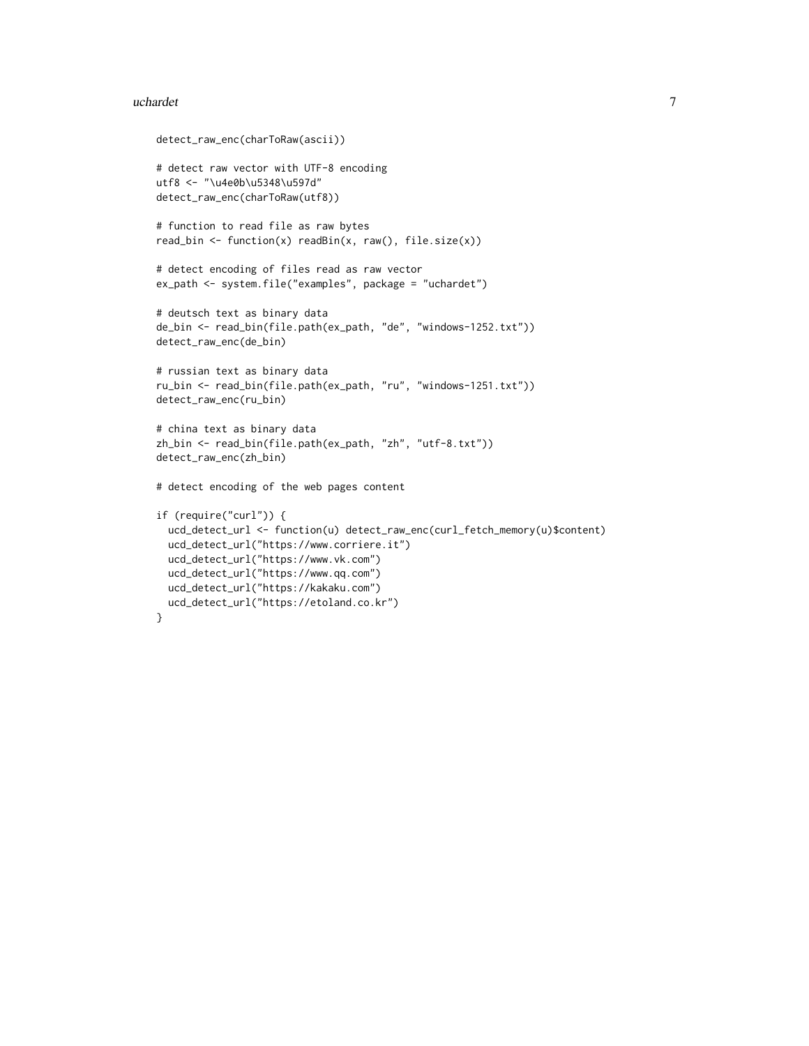```
detect_raw_enc(charToRaw(ascii))

# detect raw vector with UTF-8 encoding
utf8 <- "\u4e0b\u5348\u597d"
detect_raw_enc(charToRaw(utf8))

# function to read file as raw bytes
read_bin <- function(x) readBin(x, raw(), file.size(x))

# detect encoding of files read as raw vector
ex_path <- system.file("examples", package = "uchardet")

# deutsch text as binary data
de_bin <- read_bin(file.path(ex_path, "de", "windows-1252.txt"))
detect_raw_enc(de_bin)

# russian text as binary data
ru_bin <- read_bin(file.path(ex_path, "ru", "windows-1251.txt"))
detect_raw_enc(ru_bin)

# china text as binary data
zh_bin <- read_bin(file.path(ex_path, "zh", "utf-8.txt"))
detect_raw_enc(zh_bin)

# detect encoding of the web pages content

if (require("curl")) {
  ucd_detect_url <- function(u) detect_raw_enc(curl_fetch_memory(u)$content)
  ucd_detect_url("https://www.corriere.it")
  ucd_detect_url("https://www.vk.com")
  ucd_detect_url("https://www.qq.com")
  ucd_detect_url("https://kakaku.com")
  ucd_detect_url("https://etoland.co.kr")
}
```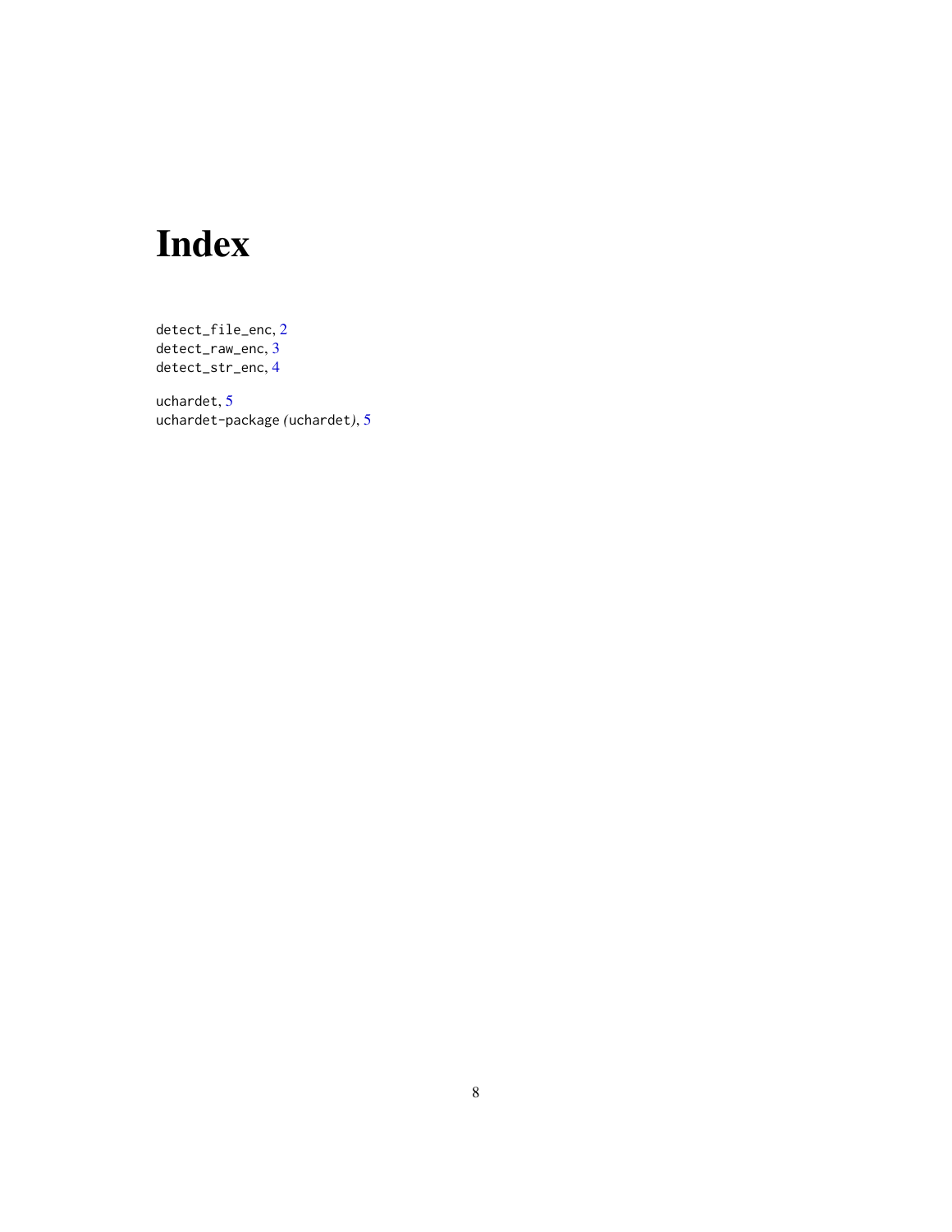# Index

detect_file_enc, 2
detect_raw_enc, 3
detect_str_enc, 4

uchardet, 5
uchardet-package (uchardet), 5